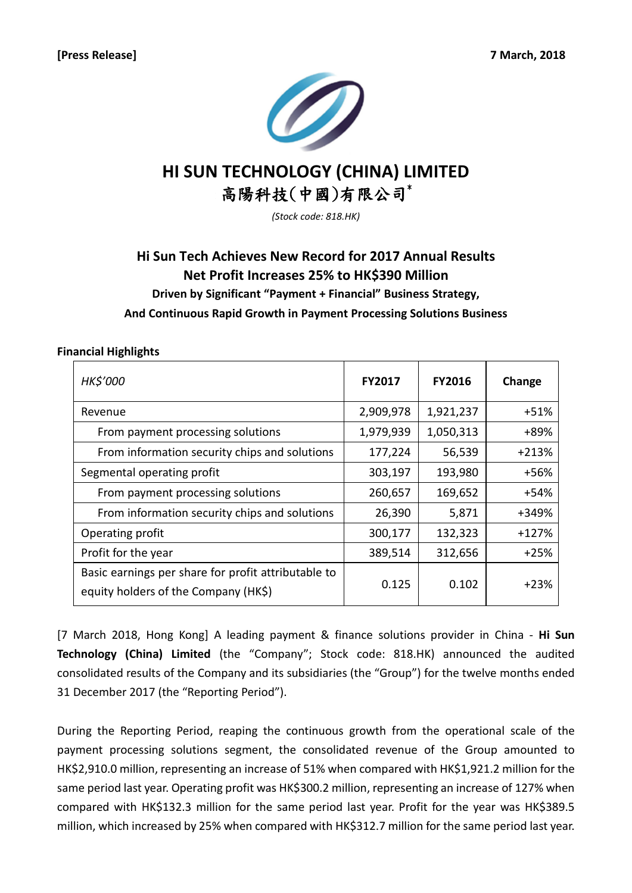**[Press Release]** **7 March, 2018**

# HI SUN TECHNOLOGY (CHINA) LIMITED

# 高陽科技(中國)有限公司*

*(Stock code: 818.HK)*

## Hi Sun Tech Achieves New Record for 2017 Annual Results
## Net Profit Increases 25% to HK$390 Million

**Driven by Significant "Payment + Financial" Business Strategy,**
**And Continuous Rapid Growth in Payment Processing Solutions Business**

**Financial Highlights**

| *HK$'000* | **FY2017** | **FY2016** | **Change** |
|---|---|---|---|
| Revenue | 2,909,978 | 1,921,237 | +51% |
| From payment processing solutions | 1,979,939 | 1,050,313 | +89% |
| From information security chips and solutions | 177,224 | 56,539 | +213% |
| Segmental operating profit | 303,197 | 193,980 | +56% |
| From payment processing solutions | 260,657 | 169,652 | +54% |
| From information security chips and solutions | 26,390 | 5,871 | +349% |
| Operating profit | 300,177 | 132,323 | +127% |
| Profit for the year | 389,514 | 312,656 | +25% |
| Basic earnings per share for profit attributable to equity holders of the Company (HK$) | 0.125 | 0.102 | +23% |

[7 March 2018, Hong Kong] A leading payment & finance solutions provider in China - **Hi Sun Technology (China) Limited** (the "Company"; Stock code: 818.HK) announced the audited consolidated results of the Company and its subsidiaries (the "Group") for the twelve months ended 31 December 2017 (the "Reporting Period").

During the Reporting Period, reaping the continuous growth from the operational scale of the payment processing solutions segment, the consolidated revenue of the Group amounted to HK$2,910.0 million, representing an increase of 51% when compared with HK$1,921.2 million for the same period last year. Operating profit was HK$300.2 million, representing an increase of 127% when compared with HK$132.3 million for the same period last year. Profit for the year was HK$389.5 million, which increased by 25% when compared with HK$312.7 million for the same period last year.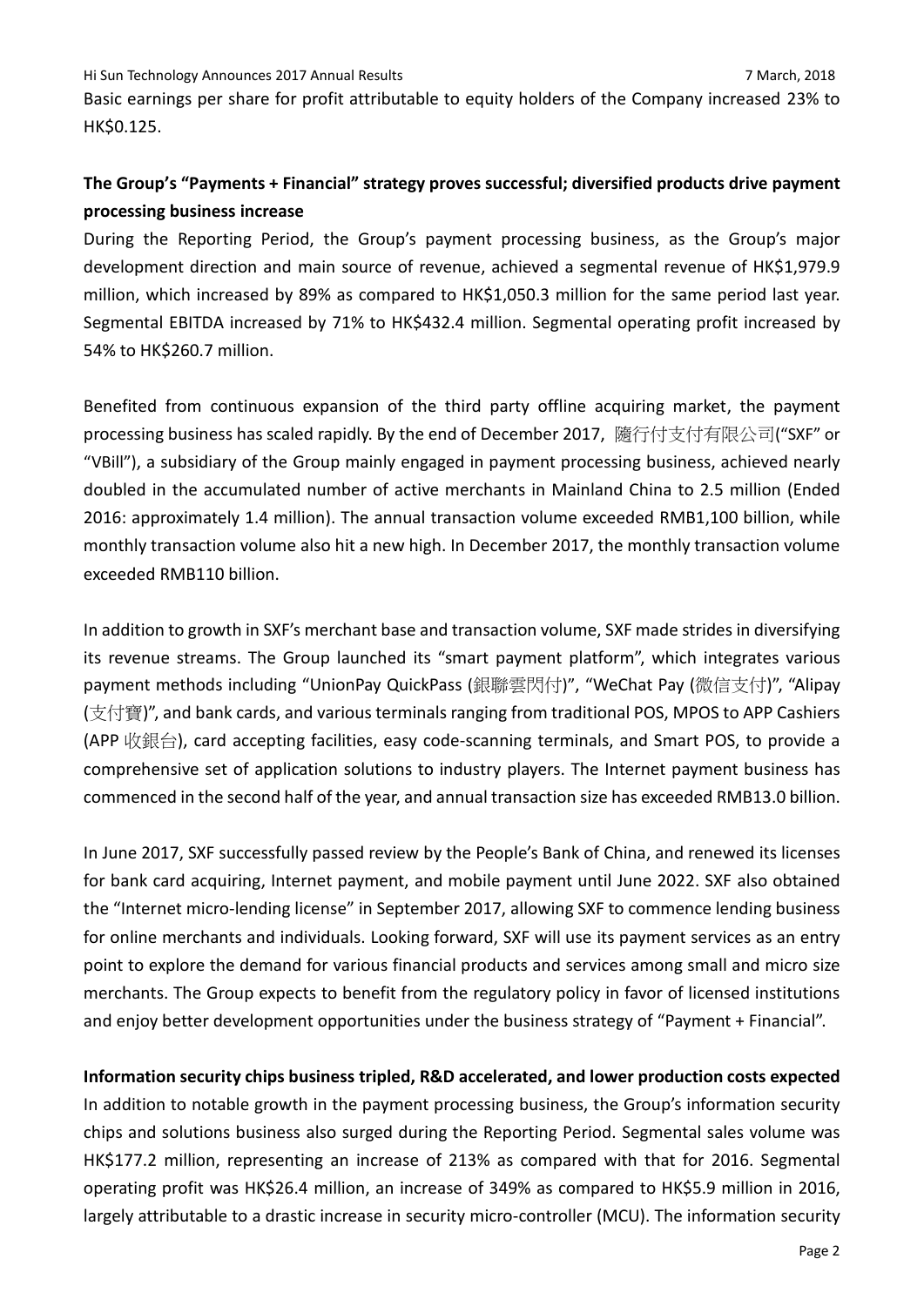Basic earnings per share for profit attributable to equity holders of the Company increased 23% to HK$0.125.

**The Group's "Payments + Financial" strategy proves successful; diversified products drive payment processing business increase**

During the Reporting Period, the Group's payment processing business, as the Group's major development direction and main source of revenue, achieved a segmental revenue of HK$1,979.9 million, which increased by 89% as compared to HK$1,050.3 million for the same period last year. Segmental EBITDA increased by 71% to HK$432.4 million. Segmental operating profit increased by 54% to HK$260.7 million.

Benefited from continuous expansion of the third party offline acquiring market, the payment processing business has scaled rapidly. By the end of December 2017, 隨行付支付有限公司("SXF" or "VBill"), a subsidiary of the Group mainly engaged in payment processing business, achieved nearly doubled in the accumulated number of active merchants in Mainland China to 2.5 million (Ended 2016: approximately 1.4 million). The annual transaction volume exceeded RMB1,100 billion, while monthly transaction volume also hit a new high. In December 2017, the monthly transaction volume exceeded RMB110 billion.

In addition to growth in SXF's merchant base and transaction volume, SXF made strides in diversifying its revenue streams. The Group launched its "smart payment platform", which integrates various payment methods including "UnionPay QuickPass (銀聯雲閃付)", "WeChat Pay (微信支付)", "Alipay (支付寶)", and bank cards, and various terminals ranging from traditional POS, MPOS to APP Cashiers (APP 收銀台), card accepting facilities, easy code-scanning terminals, and Smart POS, to provide a comprehensive set of application solutions to industry players. The Internet payment business has commenced in the second half of the year, and annual transaction size has exceeded RMB13.0 billion.

In June 2017, SXF successfully passed review by the People's Bank of China, and renewed its licenses for bank card acquiring, Internet payment, and mobile payment until June 2022. SXF also obtained the "Internet micro-lending license" in September 2017, allowing SXF to commence lending business for online merchants and individuals. Looking forward, SXF will use its payment services as an entry point to explore the demand for various financial products and services among small and micro size merchants. The Group expects to benefit from the regulatory policy in favor of licensed institutions and enjoy better development opportunities under the business strategy of "Payment + Financial".

**Information security chips business tripled, R&D accelerated, and lower production costs expected**

In addition to notable growth in the payment processing business, the Group's information security chips and solutions business also surged during the Reporting Period. Segmental sales volume was HK$177.2 million, representing an increase of 213% as compared with that for 2016. Segmental operating profit was HK$26.4 million, an increase of 349% as compared to HK$5.9 million in 2016, largely attributable to a drastic increase in security micro-controller (MCU). The information security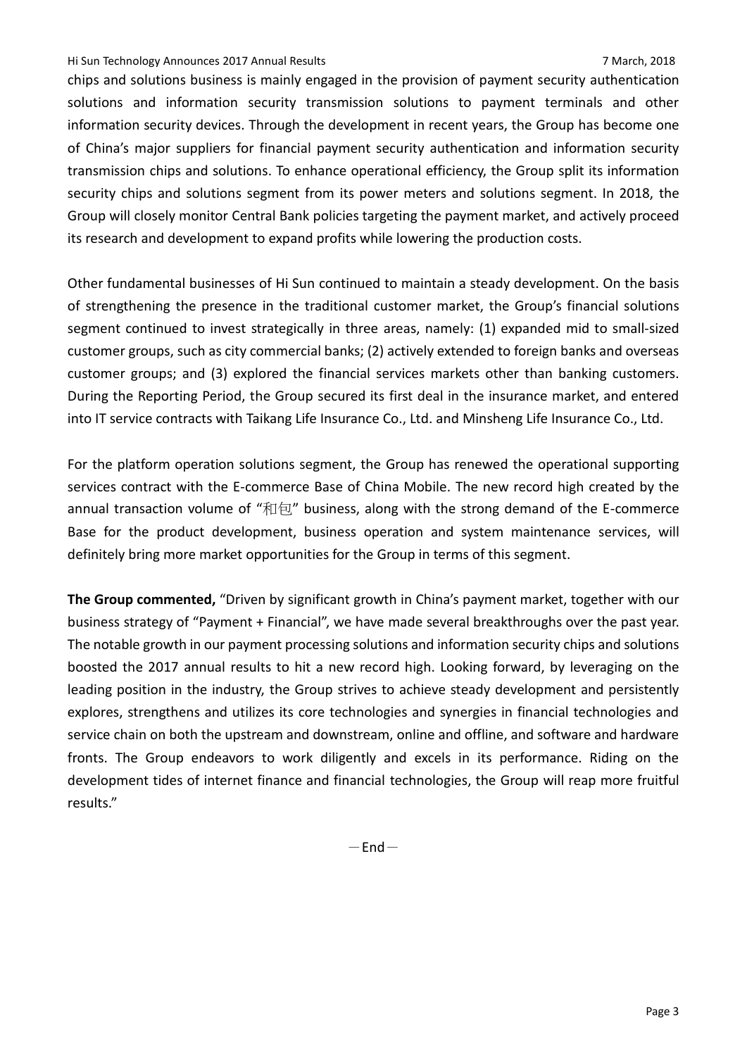chips and solutions business is mainly engaged in the provision of payment security authentication solutions and information security transmission solutions to payment terminals and other information security devices. Through the development in recent years, the Group has become one of China's major suppliers for financial payment security authentication and information security transmission chips and solutions. To enhance operational efficiency, the Group split its information security chips and solutions segment from its power meters and solutions segment. In 2018, the Group will closely monitor Central Bank policies targeting the payment market, and actively proceed its research and development to expand profits while lowering the production costs.

Other fundamental businesses of Hi Sun continued to maintain a steady development. On the basis of strengthening the presence in the traditional customer market, the Group's financial solutions segment continued to invest strategically in three areas, namely: (1) expanded mid to small-sized customer groups, such as city commercial banks; (2) actively extended to foreign banks and overseas customer groups; and (3) explored the financial services markets other than banking customers. During the Reporting Period, the Group secured its first deal in the insurance market, and entered into IT service contracts with Taikang Life Insurance Co., Ltd. and Minsheng Life Insurance Co., Ltd.

For the platform operation solutions segment, the Group has renewed the operational supporting services contract with the E-commerce Base of China Mobile. The new record high created by the annual transaction volume of "和包" business, along with the strong demand of the E-commerce Base for the product development, business operation and system maintenance services, will definitely bring more market opportunities for the Group in terms of this segment.

**The Group commented,** "Driven by significant growth in China's payment market, together with our business strategy of "Payment + Financial", we have made several breakthroughs over the past year. The notable growth in our payment processing solutions and information security chips and solutions boosted the 2017 annual results to hit a new record high. Looking forward, by leveraging on the leading position in the industry, the Group strives to achieve steady development and persistently explores, strengthens and utilizes its core technologies and synergies in financial technologies and service chain on both the upstream and downstream, online and offline, and software and hardware fronts. The Group endeavors to work diligently and excels in its performance. Riding on the development tides of internet finance and financial technologies, the Group will reap more fruitful results."

－End－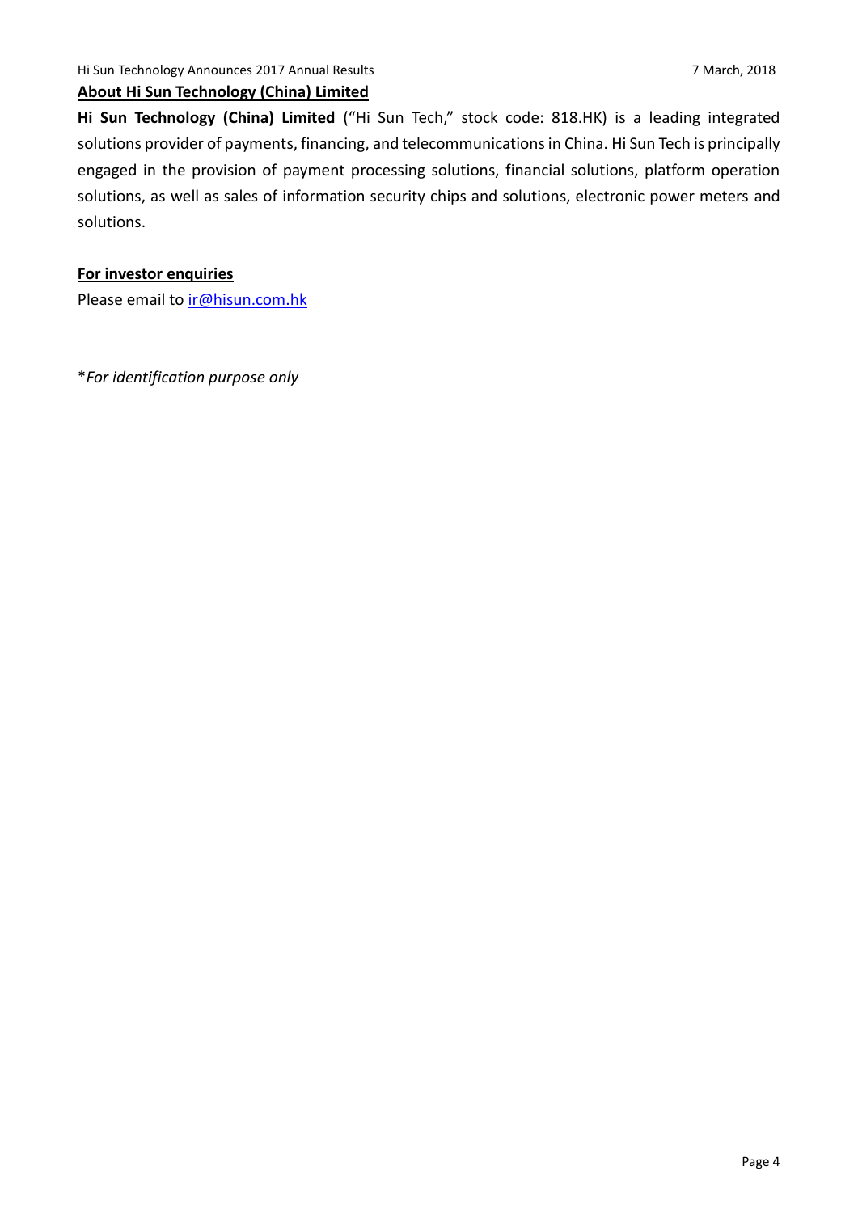## About Hi Sun Technology (China) Limited

**Hi Sun Technology (China) Limited** ("Hi Sun Tech," stock code: 818.HK) is a leading integrated solutions provider of payments, financing, and telecommunications in China. Hi Sun Tech is principally engaged in the provision of payment processing solutions, financial solutions, platform operation solutions, as well as sales of information security chips and solutions, electronic power meters and solutions.

## For investor enquiries

Please email to ir@hisun.com.hk

*\*For identification purpose only*